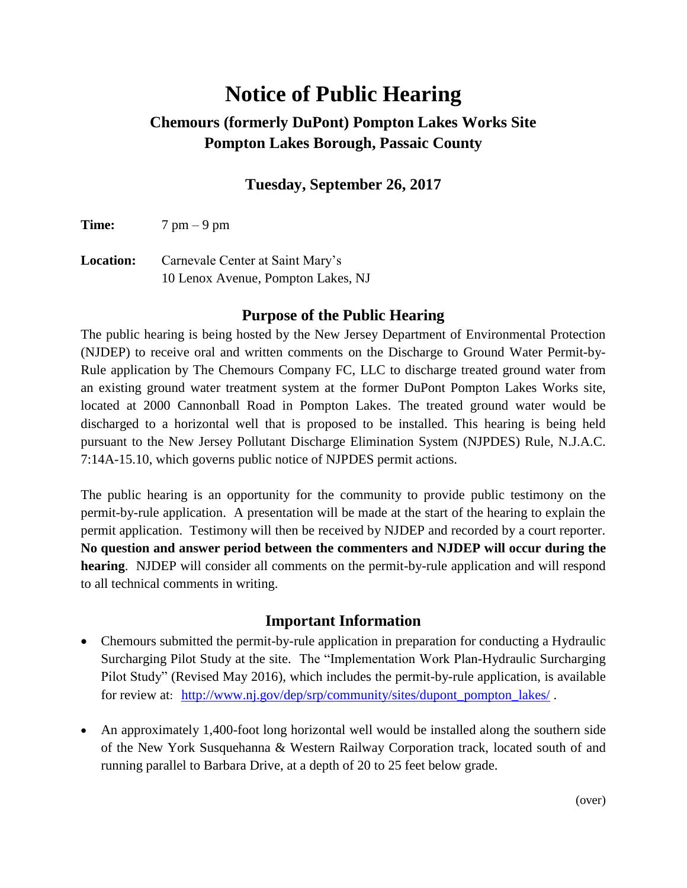# Notice of Public Hearing

## Chemours (formerly DuPont) Pompton Lakes Works Site
## Pompton Lakes Borough, Passaic County

### Tuesday, September 26, 2017

**Time:** 7 pm – 9 pm

**Location:** Carnevale Center at Saint Mary's
10 Lenox Avenue, Pompton Lakes, NJ

## Purpose of the Public Hearing

The public hearing is being hosted by the New Jersey Department of Environmental Protection (NJDEP) to receive oral and written comments on the Discharge to Ground Water Permit-by-Rule application by The Chemours Company FC, LLC to discharge treated ground water from an existing ground water treatment system at the former DuPont Pompton Lakes Works site, located at 2000 Cannonball Road in Pompton Lakes. The treated ground water would be discharged to a horizontal well that is proposed to be installed. This hearing is being held pursuant to the New Jersey Pollutant Discharge Elimination System (NJPDES) Rule, N.J.A.C. 7:14A-15.10, which governs public notice of NJPDES permit actions.

The public hearing is an opportunity for the community to provide public testimony on the permit-by-rule application. A presentation will be made at the start of the hearing to explain the permit application. Testimony will then be received by NJDEP and recorded by a court reporter. **No question and answer period between the commenters and NJDEP will occur during the hearing**. NJDEP will consider all comments on the permit-by-rule application and will respond to all technical comments in writing.

## Important Information

- Chemours submitted the permit-by-rule application in preparation for conducting a Hydraulic Surcharging Pilot Study at the site. The "Implementation Work Plan-Hydraulic Surcharging Pilot Study" (Revised May 2016), which includes the permit-by-rule application, is available for review at: http://www.nj.gov/dep/srp/community/sites/dupont_pompton_lakes/ .
- An approximately 1,400-foot long horizontal well would be installed along the southern side of the New York Susquehanna & Western Railway Corporation track, located south of and running parallel to Barbara Drive, at a depth of 20 to 25 feet below grade.

(over)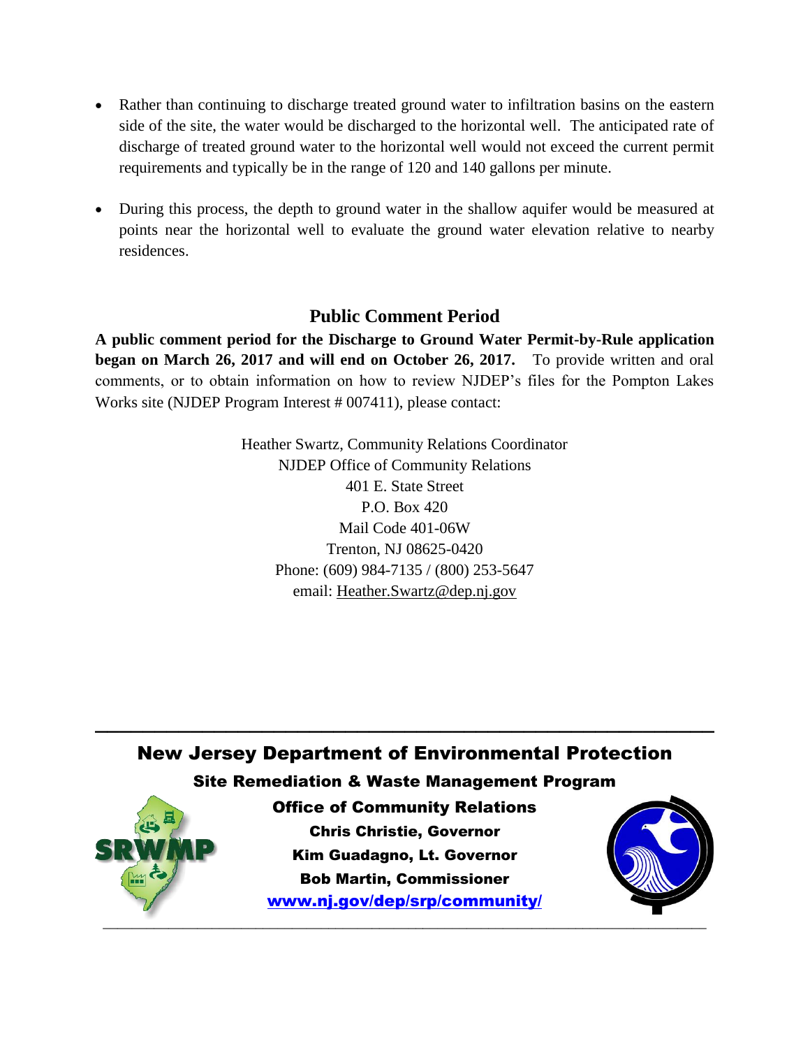- Rather than continuing to discharge treated ground water to infiltration basins on the eastern side of the site, the water would be discharged to the horizontal well. The anticipated rate of discharge of treated ground water to the horizontal well would not exceed the current permit requirements and typically be in the range of 120 and 140 gallons per minute.

- During this process, the depth to ground water in the shallow aquifer would be measured at points near the horizontal well to evaluate the ground water elevation relative to nearby residences.

## Public Comment Period

**A public comment period for the Discharge to Ground Water Permit-by-Rule application began on March 26, 2017 and will end on October 26, 2017.** To provide written and oral comments, or to obtain information on how to review NJDEP's files for the Pompton Lakes Works site (NJDEP Program Interest # 007411), please contact:

Heather Swartz, Community Relations Coordinator
NJDEP Office of Community Relations
401 E. State Street
P.O. Box 420
Mail Code 401-06W
Trenton, NJ 08625-0420
Phone: (609) 984-7135 / (800) 253-5647
email: Heather.Swartz@dep.nj.gov

---

**New Jersey Department of Environmental Protection**
**Site Remediation & Waste Management Program**
**Office of Community Relations**
**Chris Christie, Governor**
**Kim Guadagno, Lt. Governor**
**Bob Martin, Commissioner**
**www.nj.gov/dep/srp/community/**

SRWMP